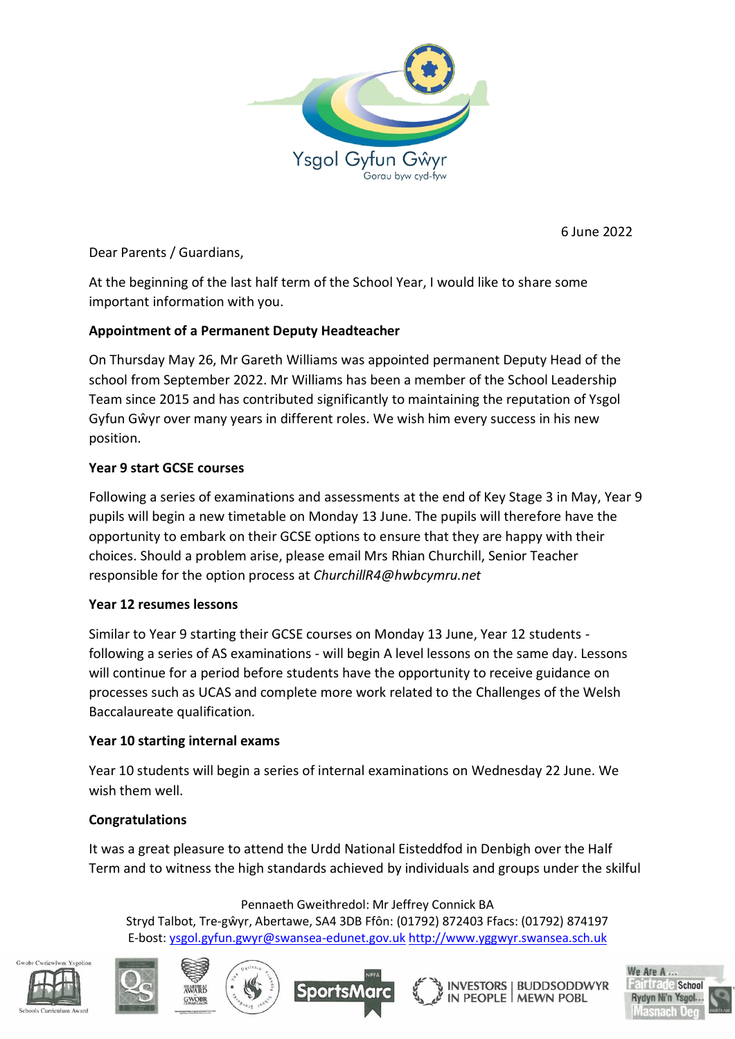Ysgol Gyfun Gŵyr

Gorau byw cyd-fyw

6 June 2022

Dear Parents / Guardians,

At the beginning of the last half term of the School Year, I would like to share some important information with you.

**Appointment of a Permanent Deputy Headteacher**

On Thursday May 26, Mr Gareth Williams was appointed permanent Deputy Head of the school from September 2022. Mr Williams has been a member of the School Leadership Team since 2015 and has contributed significantly to maintaining the reputation of Ysgol Gyfun Gŵyr over many years in different roles. We wish him every success in his new position.

**Year 9 start GCSE courses**

Following a series of examinations and assessments at the end of Key Stage 3 in May, Year 9 pupils will begin a new timetable on Monday 13 June. The pupils will therefore have the opportunity to embark on their GCSE options to ensure that they are happy with their choices. Should a problem arise, please email Mrs Rhian Churchill, Senior Teacher responsible for the option process at *ChurchillR4@hwbcymru.net*

**Year 12 resumes lessons**

Similar to Year 9 starting their GCSE courses on Monday 13 June, Year 12 students - following a series of AS examinations - will begin A level lessons on the same day. Lessons will continue for a period before students have the opportunity to receive guidance on processes such as UCAS and complete more work related to the Challenges of the Welsh Baccalaureate qualification.

**Year 10 starting internal exams**

Year 10 students will begin a series of internal examinations on Wednesday 22 June. We wish them well.

**Congratulations**

It was a great pleasure to attend the Urdd National Eisteddfod in Denbigh over the Half Term and to witness the high standards achieved by individuals and groups under the skilful

Pennaeth Gweithredol: Mr Jeffrey Connick BA
Stryd Talbot, Tre-gŵyr, Abertawe, SA4 3DB Ffôn: (01792) 872403 Ffacs: (01792) 874197
E-bost: ysgol.gyfun.gwyr@swansea-edunet.gov.uk http://www.yggwyr.swansea.sch.uk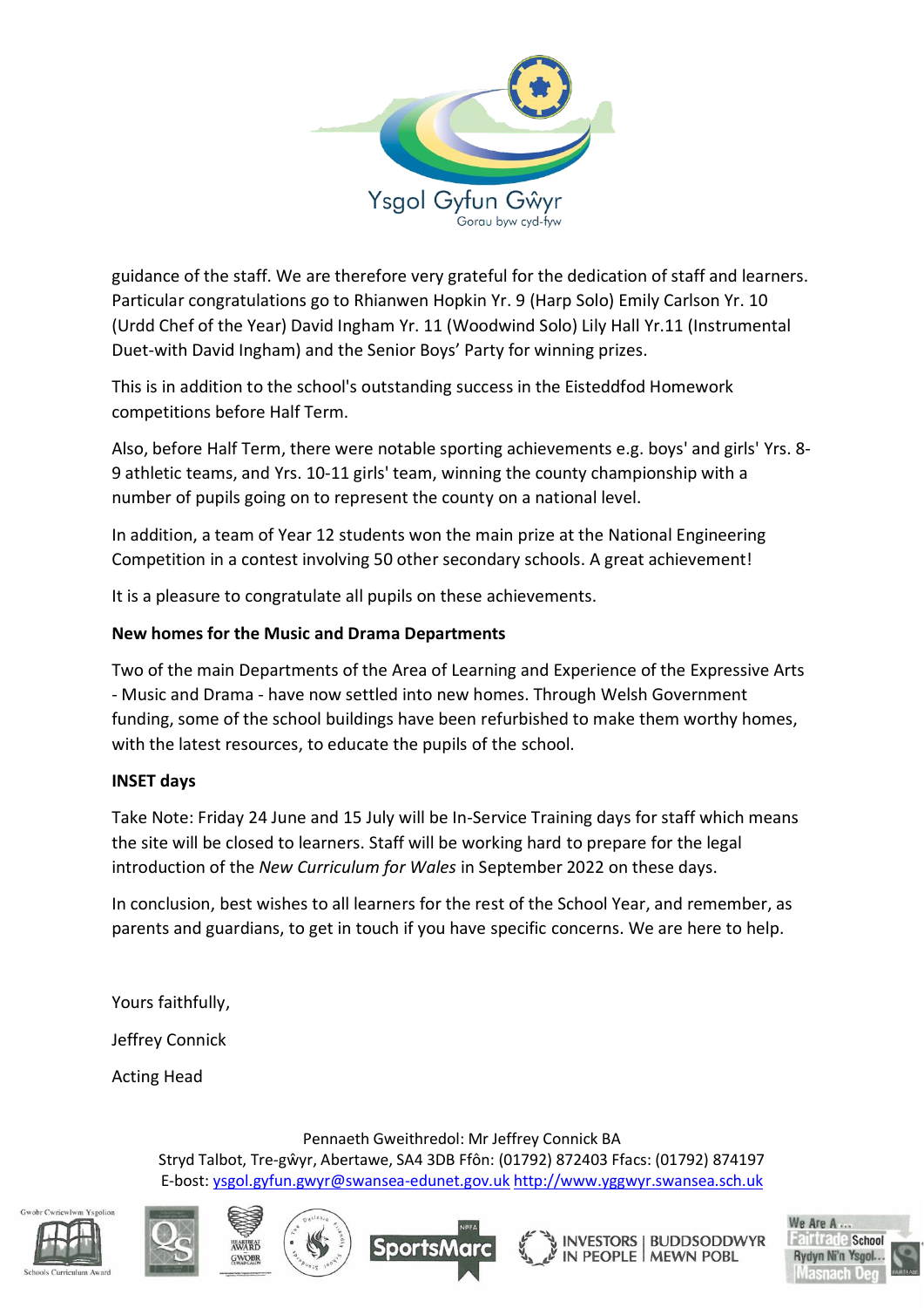guidance of the staff. We are therefore very grateful for the dedication of staff and learners. Particular congratulations go to Rhianwen Hopkin Yr. 9 (Harp Solo) Emily Carlson Yr. 10 (Urdd Chef of the Year) David Ingham Yr. 11 (Woodwind Solo) Lily Hall Yr.11 (Instrumental Duet-with David Ingham) and the Senior Boys' Party for winning prizes.

This is in addition to the school's outstanding success in the Eisteddfod Homework competitions before Half Term.

Also, before Half Term, there were notable sporting achievements e.g. boys' and girls' Yrs. 8-9 athletic teams, and Yrs. 10-11 girls' team, winning the county championship with a number of pupils going on to represent the county on a national level.

In addition, a team of Year 12 students won the main prize at the National Engineering Competition in a contest involving 50 other secondary schools. A great achievement!

It is a pleasure to congratulate all pupils on these achievements.

**New homes for the Music and Drama Departments**

Two of the main Departments of the Area of Learning and Experience of the Expressive Arts - Music and Drama - have now settled into new homes. Through Welsh Government funding, some of the school buildings have been refurbished to make them worthy homes, with the latest resources, to educate the pupils of the school.

**INSET days**

Take Note: Friday 24 June and 15 July will be In-Service Training days for staff which means the site will be closed to learners. Staff will be working hard to prepare for the legal introduction of the *New Curriculum for Wales* in September 2022 on these days.

In conclusion, best wishes to all learners for the rest of the School Year, and remember, as parents and guardians, to get in touch if you have specific concerns. We are here to help.

Yours faithfully,

Jeffrey Connick

Acting Head

Pennaeth Gweithredol: Mr Jeffrey Connick BA
Stryd Talbot, Tre-gŵyr, Abertawe, SA4 3DB Ffôn: (01792) 872403 Ffacs: (01792) 874197
E-bost: ysgol.gyfun.gwyr@swansea-edunet.gov.uk http://www.yggwyr.swansea.sch.uk